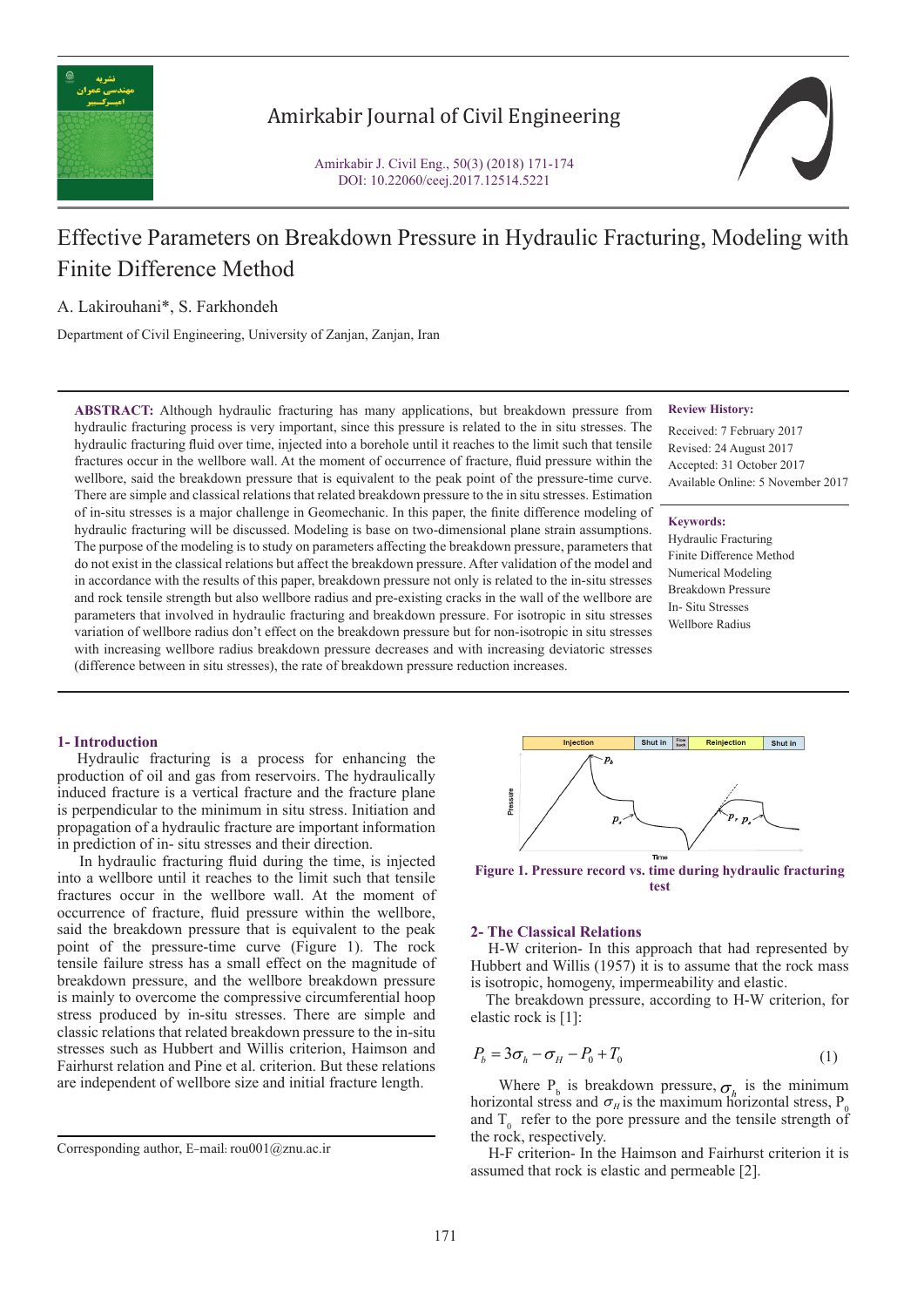# Amirkabir Journal of Civil Engineering

Amirkabir J. Civil Eng., 50(3) (2018) 171-174
DOI: 10.22060/ceej.2017.12514.5221

# Effective Parameters on Breakdown Pressure in Hydraulic Fracturing, Modeling with Finite Difference Method

A. Lakirouhani*, S. Farkhondeh

Department of Civil Engineering, University of Zanjan, Zanjan, Iran

**ABSTRACT:** Although hydraulic fracturing has many applications, but breakdown pressure from hydraulic fracturing process is very important, since this pressure is related to the in situ stresses. The hydraulic fracturing fluid over time, injected into a borehole until it reaches to the limit such that tensile fractures occur in the wellbore wall. At the moment of occurrence of fracture, fluid pressure within the wellbore, said the breakdown pressure that is equivalent to the peak point of the pressure-time curve. There are simple and classical relations that related breakdown pressure to the in situ stresses. Estimation of in-situ stresses is a major challenge in Geomechanic. In this paper, the finite difference modeling of hydraulic fracturing will be discussed. Modeling is base on two-dimensional plane strain assumptions. The purpose of the modeling is to study on parameters affecting the breakdown pressure, parameters that do not exist in the classical relations but affect the breakdown pressure. After validation of the model and in accordance with the results of this paper, breakdown pressure not only is related to the in-situ stresses and rock tensile strength but also wellbore radius and pre-existing cracks in the wall of the wellbore are parameters that involved in hydraulic fracturing and breakdown pressure. For isotropic in situ stresses variation of wellbore radius don't effect on the breakdown pressure but for non-isotropic in situ stresses with increasing wellbore radius breakdown pressure decreases and with increasing deviatoric stresses (difference between in situ stresses), the rate of breakdown pressure reduction increases.

**Review History:**

Received: 7 February 2017
Revised: 24 August 2017
Accepted: 31 October 2017
Available Online: 5 November 2017

**Keywords:**

Hydraulic Fracturing
Finite Difference Method
Numerical Modeling
Breakdown Pressure
In- Situ Stresses
Wellbore Radius

## 1- Introduction

Hydraulic fracturing is a process for enhancing the production of oil and gas from reservoirs. The hydraulically induced fracture is a vertical fracture and the fracture plane is perpendicular to the minimum in situ stress. Initiation and propagation of a hydraulic fracture are important information in prediction of in- situ stresses and their direction.

In hydraulic fracturing fluid during the time, is injected into a wellbore until it reaches to the limit such that tensile fractures occur in the wellbore wall. At the moment of occurrence of fracture, fluid pressure within the wellbore, said the breakdown pressure that is equivalent to the peak point of the pressure-time curve (Figure 1). The rock tensile failure stress has a small effect on the magnitude of breakdown pressure, and the wellbore breakdown pressure is mainly to overcome the compressive circumferential hoop stress produced by in-situ stresses. There are simple and classic relations that related breakdown pressure to the in-situ stresses such as Hubbert and Willis criterion, Haimson and Fairhurst relation and Pine et al. criterion. But these relations are independent of wellbore size and initial fracture length.

Corresponding author, E-mail: rou001@znu.ac.ir

Figure 1. Pressure record vs. time during hydraulic fracturing test

## 2- The Classical Relations

H-W criterion- In this approach that had represented by Hubbert and Willis (1957) it is to assume that the rock mass is isotropic, homogeny, impermeability and elastic.

The breakdown pressure, according to H-W criterion, for elastic rock is [1]:

$$P_b = 3\sigma_h - \sigma_H - P_0 + T_0 \tag{1}$$

Where $P_b$ is breakdown pressure, $\sigma_h$ is the minimum horizontal stress and $\sigma_H$ is the maximum horizontal stress, $P_0$ and $T_0$ refer to the pore pressure and the tensile strength of the rock, respectively.

H-F criterion- In the Haimson and Fairhurst criterion it is assumed that rock is elastic and permeable [2].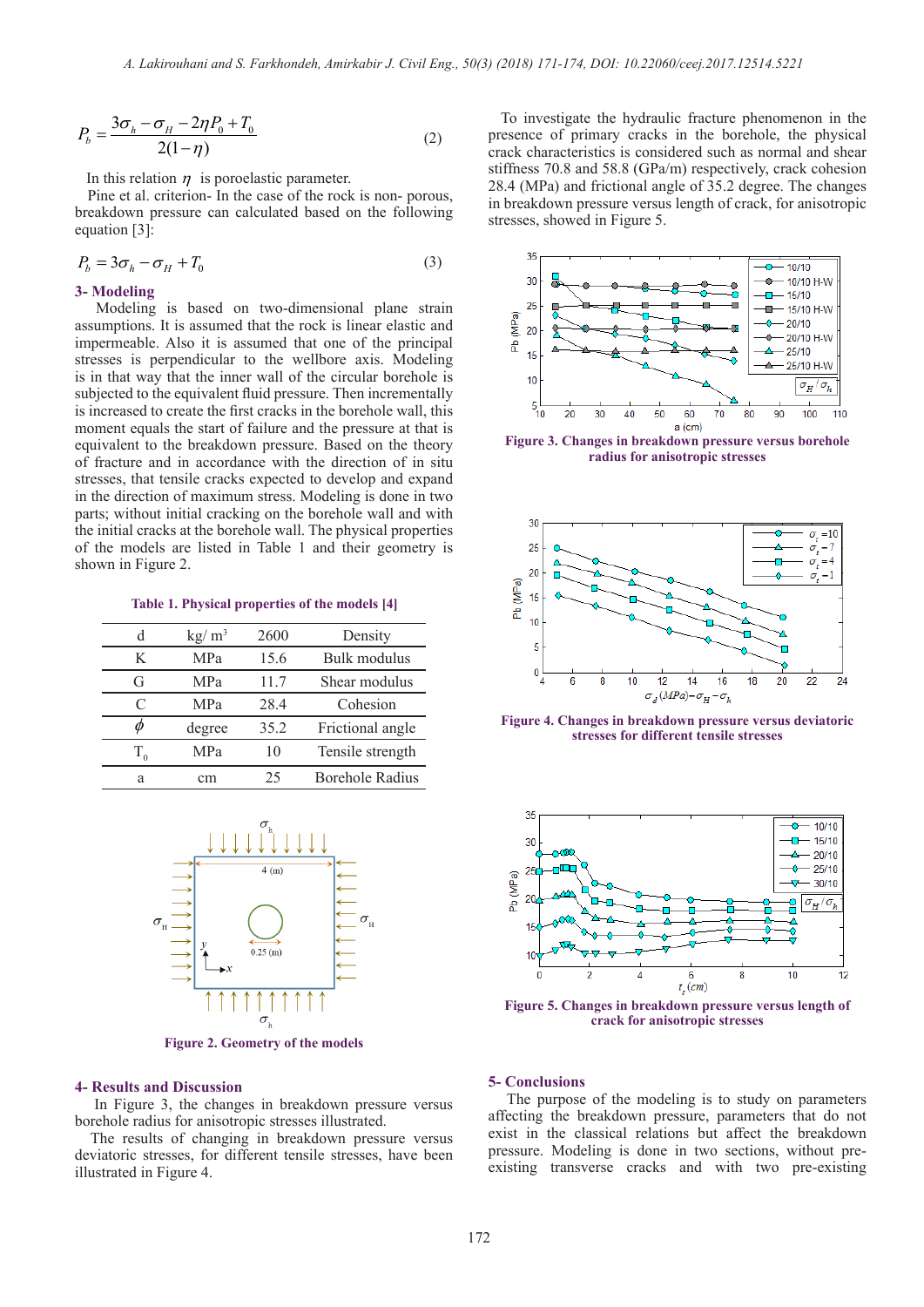$$P_b = \frac{3\sigma_h - \sigma_H - 2\eta P_0 + T_0}{2(1-\eta)} \qquad (2)$$

In this relation $\eta$ is poroelastic parameter.

Pine et al. criterion- In the case of the rock is non- porous, breakdown pressure can calculated based on the following equation [3]:

$$P_b = 3\sigma_h - \sigma_H + T_0 \qquad (3)$$

## 3- Modeling

Modeling is based on two-dimensional plane strain assumptions. It is assumed that the rock is linear elastic and impermeable. Also it is assumed that one of the principal stresses is perpendicular to the wellbore axis. Modeling is in that way that the inner wall of the circular borehole is subjected to the equivalent fluid pressure. Then incrementally is increased to create the first cracks in the borehole wall, this moment equals the start of failure and the pressure at that is equivalent to the borehole pressure. Based on the theory of fracture and in accordance with the direction of in situ stresses, that tensile cracks expected to develop and expand in the direction of maximum stress. Modeling is done in two parts; without initial cracking on the borehole wall and with the initial cracks at the borehole wall. The physical properties of the models are listed in Table 1 and their geometry is shown in Figure 2.

**Table 1. Physical properties of the models [4]**

| | | | |
|---|---|---|---|
| d | kg/ m$^3$ | 2600 | Density |
| K | MPa | 15.6 | Bulk modulus |
| G | MPa | 11.7 | Shear modulus |
| C | MPa | 28.4 | Cohesion |
| $\phi$ | degree | 35.2 | Frictional angle |
| $T_0$ | MPa | 10 | Tensile strength |
| a | cm | 25 | Borehole Radius |

**Figure 2. Geometry of the models**

## 4- Results and Discussion

In Figure 3, the changes in breakdown pressure versus borehole radius for anisotropic stresses illustrated.

The results of changing in breakdown pressure versus deviatoric stresses, for different tensile stresses, have been illustrated in Figure 4.

To investigate the hydraulic fracture phenomenon in the presence of primary cracks in the borehole, the physical crack characteristics is considered such as normal and shear stiffness 70.8 and 58.8 (GPa/m) respectively, crack cohesion 28.4 (MPa) and frictional angle of 35.2 degree. The changes in breakdown pressure versus length of crack, for anisotropic stresses, showed in Figure 5.

**Figure 3. Changes in breakdown pressure versus borehole radius for anisotropic stresses**

**Figure 4. Changes in breakdown pressure versus deviatoric stresses for different tensile stresses**

**Figure 5. Changes in breakdown pressure versus length of crack for anisotropic stresses**

## 5- Conclusions

The purpose of the modeling is to study on parameters affecting the breakdown pressure, parameters that do not exist in the classical relations but affect the breakdown pressure. Modeling is done in two sections, without pre-existing transverse cracks and with two pre-existing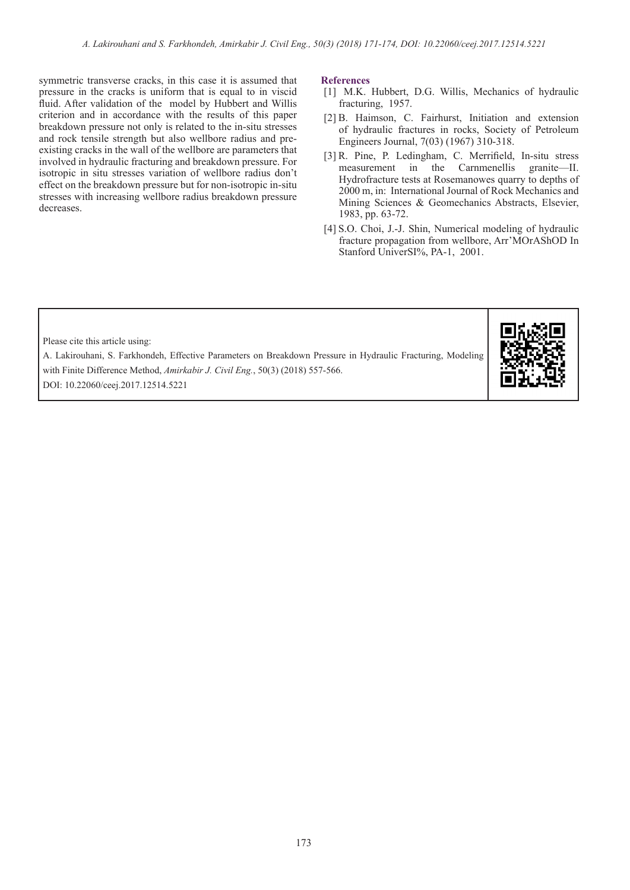symmetric transverse cracks, in this case it is assumed that pressure in the cracks is uniform that is equal to in viscid fluid. After validation of the model by Hubbert and Willis criterion and in accordance with the results of this paper breakdown pressure not only is related to the in-situ stresses and rock tensile strength but also wellbore radius and pre-existing cracks in the wall of the wellbore are parameters that involved in hydraulic fracturing and breakdown pressure. For isotropic in situ stresses variation of wellbore radius don't effect on the breakdown pressure but for non-isotropic in-situ stresses with increasing wellbore radius breakdown pressure decreases.

## References

[1] M.K. Hubbert, D.G. Willis, Mechanics of hydraulic fracturing, 1957.

[2] B. Haimson, C. Fairhurst, Initiation and extension of hydraulic fractures in rocks, Society of Petroleum Engineers Journal, 7(03) (1967) 310-318.

[3] R. Pine, P. Ledingham, C. Merrifield, In-situ stress measurement in the Carnmenellis granite—II. Hydrofracture tests at Rosemanowes quarry to depths of 2000 m, in: International Journal of Rock Mechanics and Mining Sciences & Geomechanics Abstracts, Elsevier, 1983, pp. 63-72.

[4] S.O. Choi, J.-J. Shin, Numerical modeling of hydraulic fracture propagation from wellbore, Arr'MOrAShOD In Stanford UniverSI%, PA-1, 2001.

Please cite this article using:

A. Lakirouhani, S. Farkhondeh, Effective Parameters on Breakdown Pressure in Hydraulic Fracturing, Modeling with Finite Difference Method, *Amirkabir J. Civil Eng.*, 50(3) (2018) 557-566.

DOI: 10.22060/ceej.2017.12514.5221